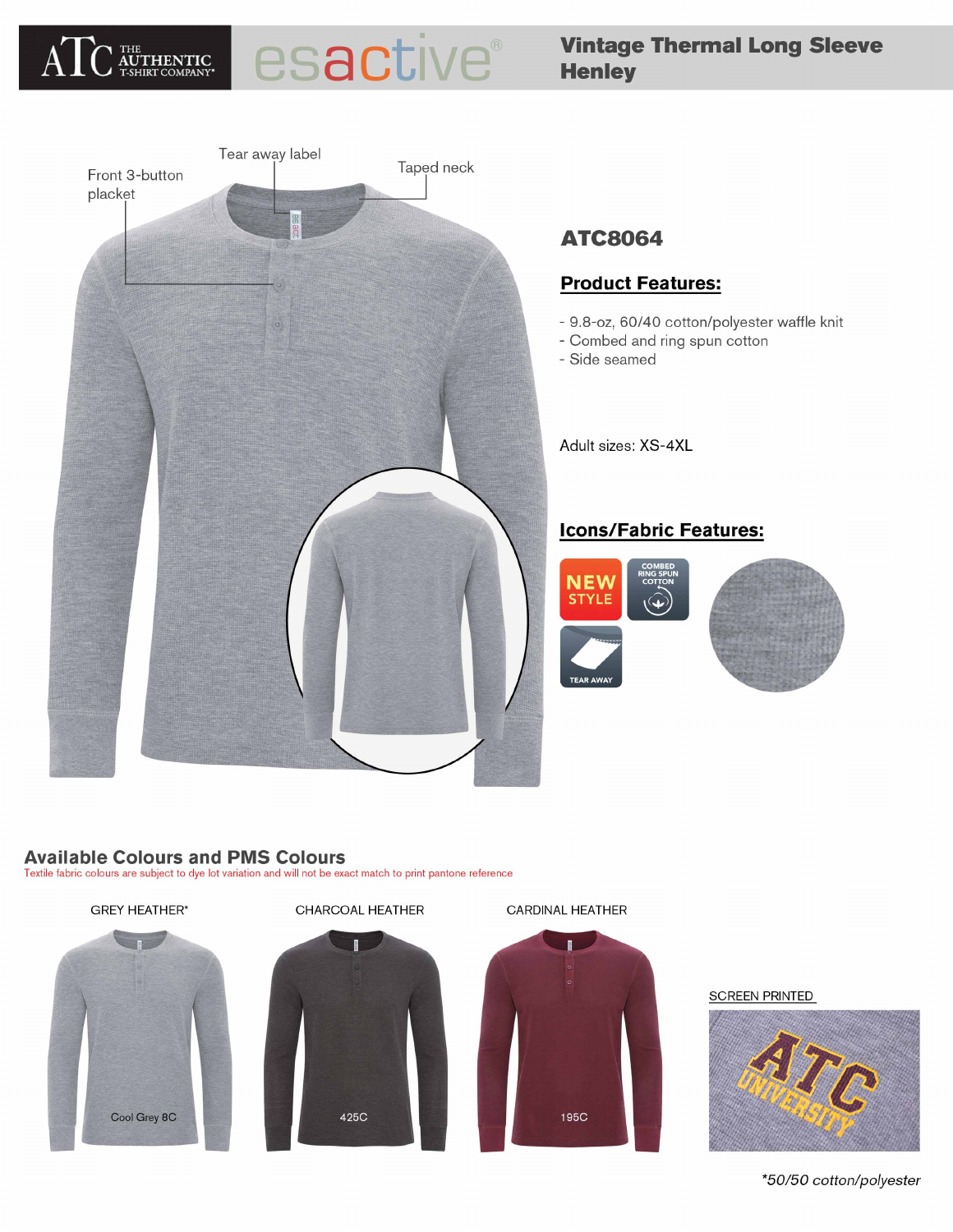ATC THE AUTHENTIC T-SHIRT COMPANY® esactive®

# Vintage Thermal Long Sleeve Henley

Tear away label

Taped neck

Front 3-button placket

## ATC8064

### Product Features:

- 9.8-oz, 60/40 cotton/polyester waffle knit
- Combed and ring spun cotton
- Side seamed

Adult sizes: XS-4XL

### Icons/Fabric Features:

NEW STYLE

COMBED RING SPUN COTTON

TEAR AWAY

## Available Colours and PMS Colours

Textile fabric colours are subject to dye lot variation and will not be exact match to print pantone reference

| GREY HEATHER* | CHARCOAL HEATHER | CARDINAL HEATHER |
|---|---|---|
| Cool Grey 8C | 425C | 195C |

SCREEN PRINTED

*50/50 cotton/polyester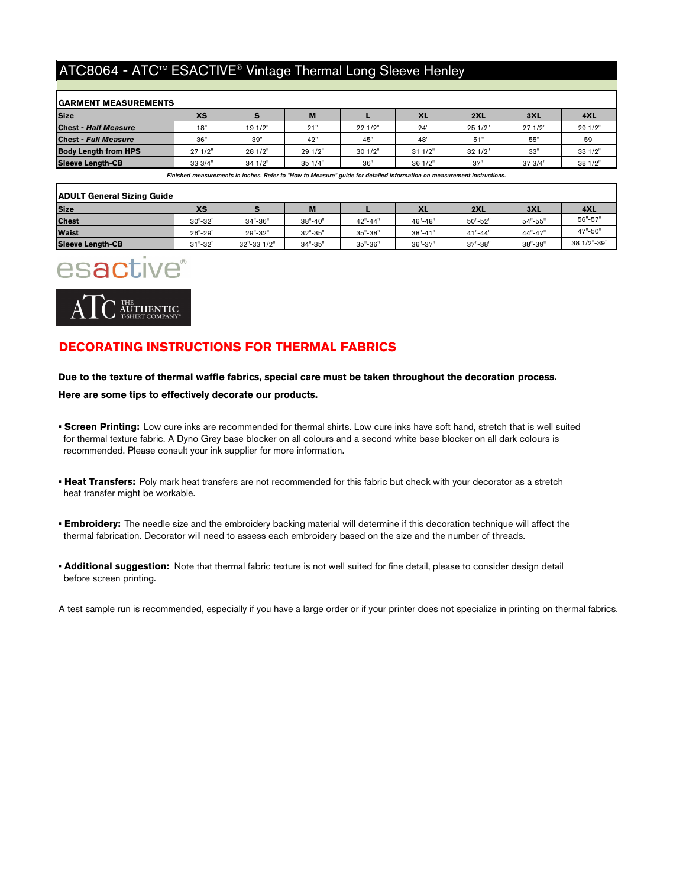# ATC8064 - ATC™ ESACTIVE® Vintage Thermal Long Sleeve Henley

**GARMENT MEASUREMENTS**

| Size | XS | S | M | L | XL | 2XL | 3XL | 4XL |
|---|---|---|---|---|---|---|---|---|
| Chest - *Half Measure* | 18" | 19 1/2" | 21" | 22 1/2" | 24" | 25 1/2" | 27 1/2" | 29 1/2" |
| Chest - *Full Measure* | 36" | 39" | 42" | 45" | 48" | 51" | 55" | 59" |
| Body Length from HPS | 27 1/2" | 28 1/2" | 29 1/2" | 30 1/2" | 31 1/2" | 32 1/2" | 33" | 33 1/2" |
| Sleeve Length-CB | 33 3/4" | 34 1/2" | 35 1/4" | 36" | 36 1/2" | 37" | 37 3/4" | 38 1/2" |

*Finished measurements in inches. Refer to "How to Measure" guide for detailed information on measurement instructions.*

**ADULT General Sizing Guide**

| Size | XS | S | M | L | XL | 2XL | 3XL | 4XL |
|---|---|---|---|---|---|---|---|---|
| Chest | 30"-32" | 34"-36" | 38"-40" | 42"-44" | 46"-48" | 50"-52" | 54"-55" | 56"-57" |
| Waist | 26"-29" | 29"-32" | 32"-35" | 35"-38" | 38"-41" | 41"-44" | 44"-47" | 47"-50" |
| Sleeve Length-CB | 31"-32" | 32"-33 1/2" | 34"-35" | 35"-36" | 36"-37" | 37"-38" | 38"-39" | 38 1/2"-39" |

esactive®

ATC THE AUTHENTIC T-SHIRT COMPANY®

## DECORATING INSTRUCTIONS FOR THERMAL FABRICS

**Due to the texture of thermal waffle fabrics, special care must be taken throughout the decoration process.**

**Here are some tips to effectively decorate our products.**

- **Screen Printing:** Low cure inks are recommended for thermal shirts. Low cure inks have soft hand, stretch that is well suited for thermal texture fabric. A Dyno Grey base blocker on all colours and a second white base blocker on all dark colours is recommended. Please consult your ink supplier for more information.

- **Heat Transfers:** Poly mark heat transfers are not recommended for this fabric but check with your decorator as a stretch heat transfer might be workable.

- **Embroidery:** The needle size and the embroidery backing material will determine if this decoration technique will affect the thermal fabrication. Decorator will need to assess each embroidery based on the size and the number of threads.

- **Additional suggestion:** Note that thermal fabric texture is not well suited for fine detail, please to consider design detail before screen printing.

A test sample run is recommended, especially if you have a large order or if your printer does not specialize in printing on thermal fabrics.